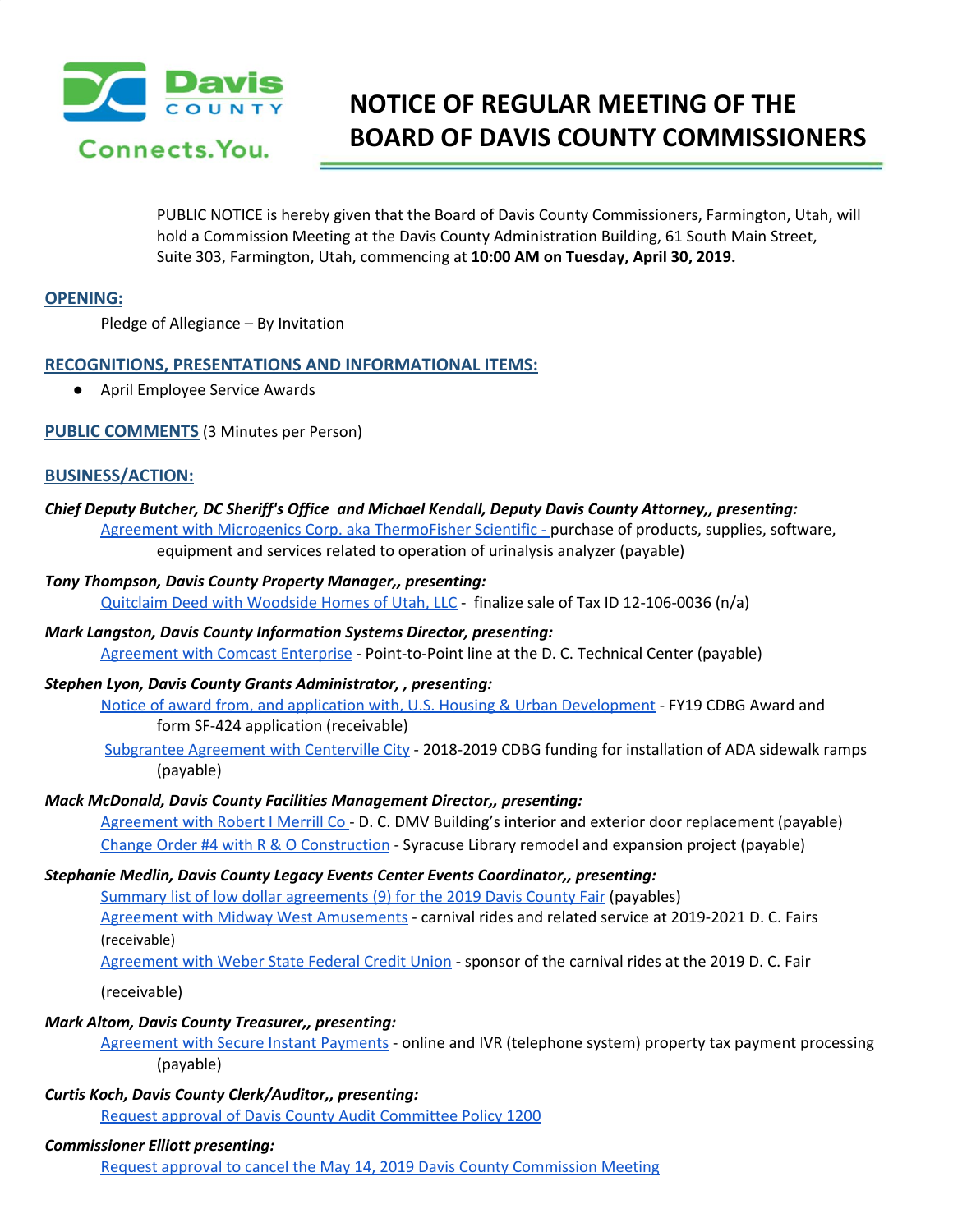Davis COUNTY Connects.You.

# NOTICE OF REGULAR MEETING OF THE BOARD OF DAVIS COUNTY COMMISSIONERS

PUBLIC NOTICE is hereby given that the Board of Davis County Commissioners, Farmington, Utah, will hold a Commission Meeting at the Davis County Administration Building, 61 South Main Street, Suite 303, Farmington, Utah, commencing at **10:00 AM on Tuesday, April 30, 2019.**

## OPENING:

Pledge of Allegiance – By Invitation

## RECOGNITIONS, PRESENTATIONS AND INFORMATIONAL ITEMS:

- April Employee Service Awards

## PUBLIC COMMENTS (3 Minutes per Person)

## BUSINESS/ACTION:

***Chief Deputy Butcher, DC Sheriff's Office and Michael Kendall, Deputy Davis County Attorney,, presenting:***

Agreement with Microgenics Corp. aka ThermoFisher Scientific - purchase of products, supplies, software, equipment and services related to operation of urinalysis analyzer (payable)

***Tony Thompson, Davis County Property Manager,, presenting:***

Quitclaim Deed with Woodside Homes of Utah, LLC - finalize sale of Tax ID 12-106-0036 (n/a)

***Mark Langston, Davis County Information Systems Director, presenting:***

Agreement with Comcast Enterprise - Point-to-Point line at the D. C. Technical Center (payable)

***Stephen Lyon, Davis County Grants Administrator, , presenting:***

Notice of award from, and application with, U.S. Housing & Urban Development - FY19 CDBG Award and form SF-424 application (receivable)

Subgrantee Agreement with Centerville City - 2018-2019 CDBG funding for installation of ADA sidewalk ramps (payable)

***Mack McDonald, Davis County Facilities Management Director,, presenting:***

Agreement with Robert I Merrill Co - D. C. DMV Building's interior and exterior door replacement (payable)

Change Order #4 with R & O Construction - Syracuse Library remodel and expansion project (payable)

***Stephanie Medlin, Davis County Legacy Events Center Events Coordinator,, presenting:***

Summary list of low dollar agreements (9) for the 2019 Davis County Fair (payables)

Agreement with Midway West Amusements - carnival rides and related service at 2019-2021 D. C. Fairs (receivable)

Agreement with Weber State Federal Credit Union - sponsor of the carnival rides at the 2019 D. C. Fair (receivable)

***Mark Altom, Davis County Treasurer,, presenting:***

Agreement with Secure Instant Payments - online and IVR (telephone system) property tax payment processing (payable)

***Curtis Koch, Davis County Clerk/Auditor,, presenting:***

Request approval of Davis County Audit Committee Policy 1200

***Commissioner Elliott presenting:***

Request approval to cancel the May 14, 2019 Davis County Commission Meeting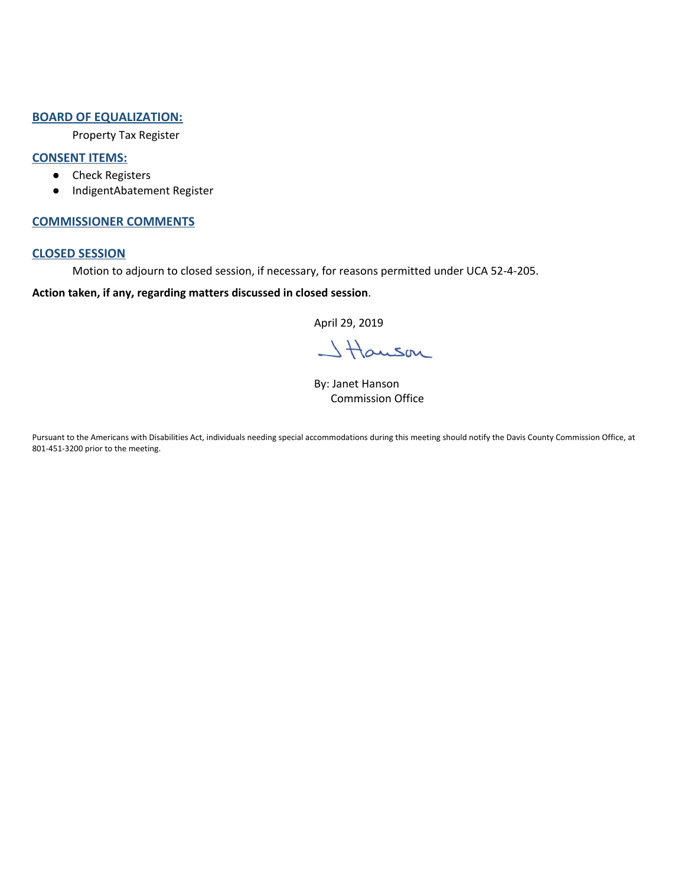## BOARD OF EQUALIZATION:

Property Tax Register

## CONSENT ITEMS:

- Check Registers
- IndigentAbatement Register

## COMMISSIONER COMMENTS

## CLOSED SESSION

Motion to adjourn to closed session, if necessary, for reasons permitted under UCA 52-4-205.

**Action taken, if any, regarding matters discussed in closed session**.

April 29, 2019

J Hanson

By: Janet Hanson
Commission Office

Pursuant to the Americans with Disabilities Act, individuals needing special accommodations during this meeting should notify the Davis County Commission Office, at 801-451-3200 prior to the meeting.